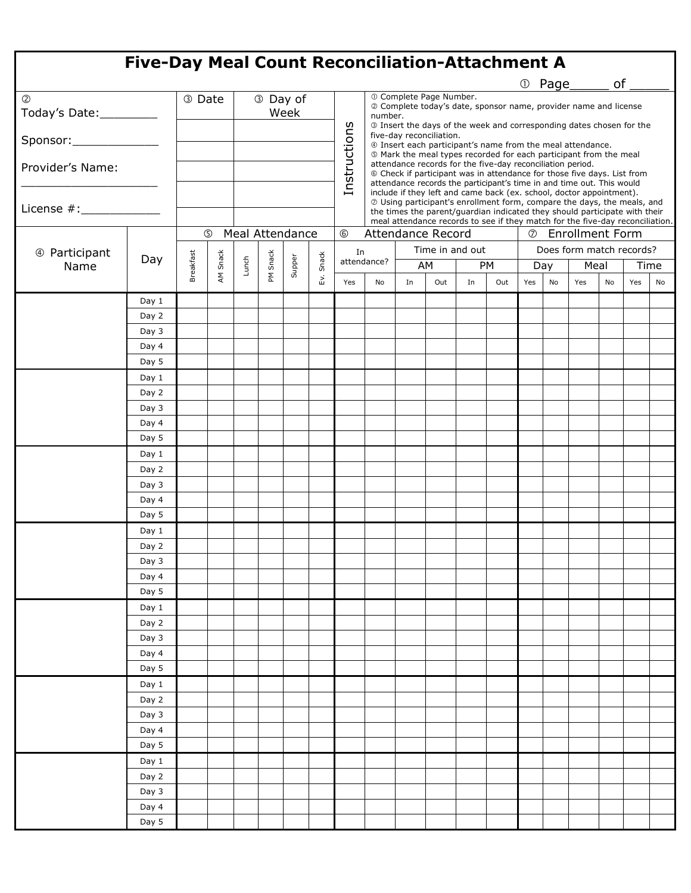# Five-Day Meal Count Reconciliation-Attachment A

① Page_____ of _____

② Today's Date:________

Sponsor:____________

Provider's Name:
____________________

License #:___________

| ③ Date | ③ Day of Week |
|---|---|
| | |
| | |
| | |
| | |
| | |

**Instructions**

① Complete Page Number.
② Complete today's date, sponsor name, provider name and license number.
③ Insert the days of the week and corresponding dates chosen for the five-day reconciliation.
④ Insert each participant's name from the meal attendance.
⑤ Mark the meal types recorded for each participant from the meal attendance records for the five-day reconciliation period.
⑥ Check if participant was in attendance for those five days. List from attendance records the participant's time in and time out. This would include if they left and came back (ex. school, doctor appointment).
⑦ Using participant's enrollment form, compare the days, the meals, and the times the parent/guardian indicated they should participate with their meal attendance records to see if they match for the five-day reconciliation.

| ④ Participant Name | Day | ⑤ Meal Attendance | | | | | | ⑥ Attendance Record | | | | | | ⑦ Enrollment Form | | | | | |
|---|---|---|---|---|---|---|---|---|---|---|---|---|---|---|---|---|---|---|---|
| | | | | | | | | In attendance? | | Time in and out | | | | Does form match records? | | | | | |
| | | | | | | | | | | AM | | PM | | Day | | Meal | | Time | |
| | | Breakfast | AM Snack | Lunch | PM Snack | Supper | Ev. Snack | Yes | No | In | Out | In | Out | Yes | No | Yes | No | Yes | No |
| | Day 1 | | | | | | | | | | | | | | | | | | |
| | Day 2 | | | | | | | | | | | | | | | | | | |
| | Day 3 | | | | | | | | | | | | | | | | | | |
| | Day 4 | | | | | | | | | | | | | | | | | | |
| | Day 5 | | | | | | | | | | | | | | | | | | |
| | Day 1 | | | | | | | | | | | | | | | | | | |
| | Day 2 | | | | | | | | | | | | | | | | | | |
| | Day 3 | | | | | | | | | | | | | | | | | | |
| | Day 4 | | | | | | | | | | | | | | | | | | |
| | Day 5 | | | | | | | | | | | | | | | | | | |
| | Day 1 | | | | | | | | | | | | | | | | | | |
| | Day 2 | | | | | | | | | | | | | | | | | | |
| | Day 3 | | | | | | | | | | | | | | | | | | |
| | Day 4 | | | | | | | | | | | | | | | | | | |
| | Day 5 | | | | | | | | | | | | | | | | | | |
| | Day 1 | | | | | | | | | | | | | | | | | | |
| | Day 2 | | | | | | | | | | | | | | | | | | |
| | Day 3 | | | | | | | | | | | | | | | | | | |
| | Day 4 | | | | | | | | | | | | | | | | | | |
| | Day 5 | | | | | | | | | | | | | | | | | | |
| | Day 1 | | | | | | | | | | | | | | | | | | |
| | Day 2 | | | | | | | | | | | | | | | | | | |
| | Day 3 | | | | | | | | | | | | | | | | | | |
| | Day 4 | | | | | | | | | | | | | | | | | | |
| | Day 5 | | | | | | | | | | | | | | | | | | |
| | Day 1 | | | | | | | | | | | | | | | | | | |
| | Day 2 | | | | | | | | | | | | | | | | | | |
| | Day 3 | | | | | | | | | | | | | | | | | | |
| | Day 4 | | | | | | | | | | | | | | | | | | |
| | Day 5 | | | | | | | | | | | | | | | | | | |
| | Day 1 | | | | | | | | | | | | | | | | | | |
| | Day 2 | | | | | | | | | | | | | | | | | | |
| | Day 3 | | | | | | | | | | | | | | | | | | |
| | Day 4 | | | | | | | | | | | | | | | | | | |
| | Day 5 | | | | | | | | | | | | | | | | | | |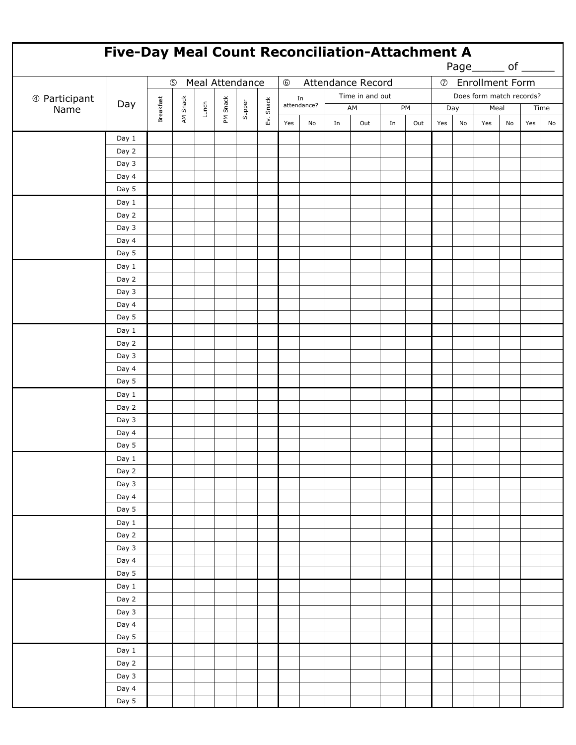# Five-Day Meal Count Reconciliation-Attachment A

Page_____ of _____

| ④ Participant Name | Day | ⑤ Meal Attendance | | | | | | ⑥ Attendance Record | | | | | | ⑦ Enrollment Form | | | | | |
|---|---|---|---|---|---|---|---|---|---|---|---|---|---|---|---|---|---|---|---|
| | | | | | | | | In attendance? | | Time in and out | | | | Does form match records? | | | | | |
| | | | | | | | | | | AM | | PM | | Day | | Meal | | Time | |
| | | Breakfast | AM Snack | Lunch | PM Snack | Supper | Ev. Snack | Yes | No | In | Out | In | Out | Yes | No | Yes | No | Yes | No |
| | Day 1 | | | | | | | | | | | | | | | | | | |
| | Day 2 | | | | | | | | | | | | | | | | | | |
| | Day 3 | | | | | | | | | | | | | | | | | | |
| | Day 4 | | | | | | | | | | | | | | | | | | |
| | Day 5 | | | | | | | | | | | | | | | | | | |
| | Day 1 | | | | | | | | | | | | | | | | | | |
| | Day 2 | | | | | | | | | | | | | | | | | | |
| | Day 3 | | | | | | | | | | | | | | | | | | |
| | Day 4 | | | | | | | | | | | | | | | | | | |
| | Day 5 | | | | | | | | | | | | | | | | | | |
| | Day 1 | | | | | | | | | | | | | | | | | | |
| | Day 2 | | | | | | | | | | | | | | | | | | |
| | Day 3 | | | | | | | | | | | | | | | | | | |
| | Day 4 | | | | | | | | | | | | | | | | | | |
| | Day 5 | | | | | | | | | | | | | | | | | | |
| | Day 1 | | | | | | | | | | | | | | | | | | |
| | Day 2 | | | | | | | | | | | | | | | | | | |
| | Day 3 | | | | | | | | | | | | | | | | | | |
| | Day 4 | | | | | | | | | | | | | | | | | | |
| | Day 5 | | | | | | | | | | | | | | | | | | |
| | Day 1 | | | | | | | | | | | | | | | | | | |
| | Day 2 | | | | | | | | | | | | | | | | | | |
| | Day 3 | | | | | | | | | | | | | | | | | | |
| | Day 4 | | | | | | | | | | | | | | | | | | |
| | Day 5 | | | | | | | | | | | | | | | | | | |
| | Day 1 | | | | | | | | | | | | | | | | | | |
| | Day 2 | | | | | | | | | | | | | | | | | | |
| | Day 3 | | | | | | | | | | | | | | | | | | |
| | Day 4 | | | | | | | | | | | | | | | | | | |
| | Day 5 | | | | | | | | | | | | | | | | | | |
| | Day 1 | | | | | | | | | | | | | | | | | | |
| | Day 2 | | | | | | | | | | | | | | | | | | |
| | Day 3 | | | | | | | | | | | | | | | | | | |
| | Day 4 | | | | | | | | | | | | | | | | | | |
| | Day 5 | | | | | | | | | | | | | | | | | | |
| | Day 1 | | | | | | | | | | | | | | | | | | |
| | Day 2 | | | | | | | | | | | | | | | | | | |
| | Day 3 | | | | | | | | | | | | | | | | | | |
| | Day 4 | | | | | | | | | | | | | | | | | | |
| | Day 5 | | | | | | | | | | | | | | | | | | |
| | Day 1 | | | | | | | | | | | | | | | | | | |
| | Day 2 | | | | | | | | | | | | | | | | | | |
| | Day 3 | | | | | | | | | | | | | | | | | | |
| | Day 4 | | | | | | | | | | | | | | | | | | |
| | Day 5 | | | | | | | | | | | | | | | | | | |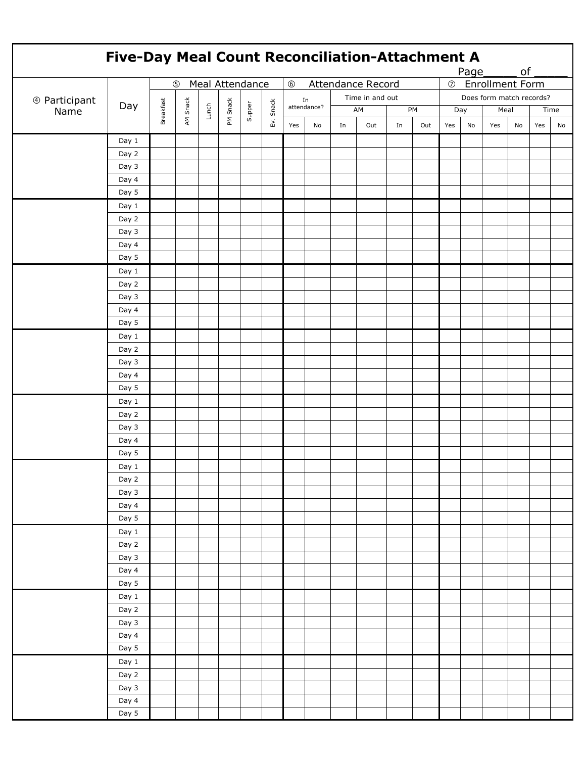# Five-Day Meal Count Reconciliation-Attachment A

Page_____ of _____

| ④ Participant Name | Day | ⑤ Meal Attendance | | | | | | ⑥ Attendance Record | | | | | | ⑦ Enrollment Form | | | | | |
|---|---|---|---|---|---|---|---|---|---|---|---|---|---|---|---|---|---|---|---|
| | | | | | | | | In attendance? | | Time in and out | | | | Does form match records? | | | | | |
| | | | | | | | | | | AM | | PM | | Day | | Meal | | Time | |
| | | Breakfast | AM Snack | Lunch | PM Snack | Supper | Ev. Snack | Yes | No | In | Out | In | Out | Yes | No | Yes | No | Yes | No |
| | Day 1 | | | | | | | | | | | | | | | | | | |
| | Day 2 | | | | | | | | | | | | | | | | | | |
| | Day 3 | | | | | | | | | | | | | | | | | | |
| | Day 4 | | | | | | | | | | | | | | | | | | |
| | Day 5 | | | | | | | | | | | | | | | | | | |
| | Day 1 | | | | | | | | | | | | | | | | | | |
| | Day 2 | | | | | | | | | | | | | | | | | | |
| | Day 3 | | | | | | | | | | | | | | | | | | |
| | Day 4 | | | | | | | | | | | | | | | | | | |
| | Day 5 | | | | | | | | | | | | | | | | | | |
| | Day 1 | | | | | | | | | | | | | | | | | | |
| | Day 2 | | | | | | | | | | | | | | | | | | |
| | Day 3 | | | | | | | | | | | | | | | | | | |
| | Day 4 | | | | | | | | | | | | | | | | | | |
| | Day 5 | | | | | | | | | | | | | | | | | | |
| | Day 1 | | | | | | | | | | | | | | | | | | |
| | Day 2 | | | | | | | | | | | | | | | | | | |
| | Day 3 | | | | | | | | | | | | | | | | | | |
| | Day 4 | | | | | | | | | | | | | | | | | | |
| | Day 5 | | | | | | | | | | | | | | | | | | |
| | Day 1 | | | | | | | | | | | | | | | | | | |
| | Day 2 | | | | | | | | | | | | | | | | | | |
| | Day 3 | | | | | | | | | | | | | | | | | | |
| | Day 4 | | | | | | | | | | | | | | | | | | |
| | Day 5 | | | | | | | | | | | | | | | | | | |
| | Day 1 | | | | | | | | | | | | | | | | | | |
| | Day 2 | | | | | | | | | | | | | | | | | | |
| | Day 3 | | | | | | | | | | | | | | | | | | |
| | Day 4 | | | | | | | | | | | | | | | | | | |
| | Day 5 | | | | | | | | | | | | | | | | | | |
| | Day 1 | | | | | | | | | | | | | | | | | | |
| | Day 2 | | | | | | | | | | | | | | | | | | |
| | Day 3 | | | | | | | | | | | | | | | | | | |
| | Day 4 | | | | | | | | | | | | | | | | | | |
| | Day 5 | | | | | | | | | | | | | | | | | | |
| | Day 1 | | | | | | | | | | | | | | | | | | |
| | Day 2 | | | | | | | | | | | | | | | | | | |
| | Day 3 | | | | | | | | | | | | | | | | | | |
| | Day 4 | | | | | | | | | | | | | | | | | | |
| | Day 5 | | | | | | | | | | | | | | | | | | |
| | Day 1 | | | | | | | | | | | | | | | | | | |
| | Day 2 | | | | | | | | | | | | | | | | | | |
| | Day 3 | | | | | | | | | | | | | | | | | | |
| | Day 4 | | | | | | | | | | | | | | | | | | |
| | Day 5 | | | | | | | | | | | | | | | | | | |